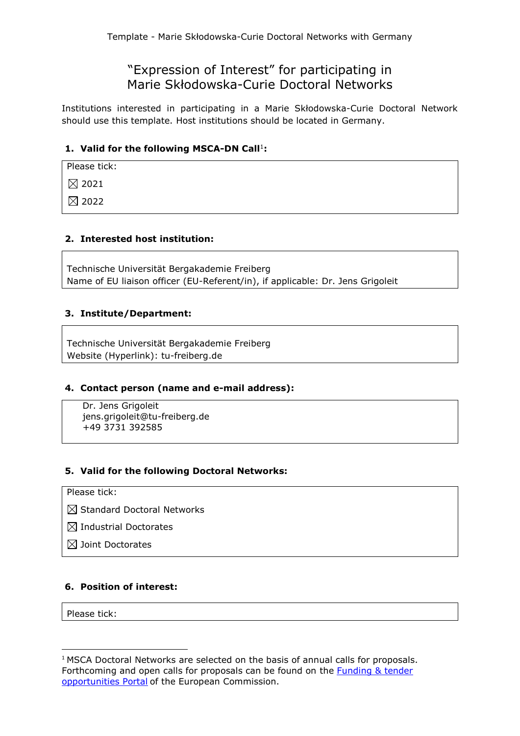# "Expression of Interest" for participating in Marie Skłodowska-Curie Doctoral Networks

Institutions interested in participating in a Marie Skłodowska-Curie Doctoral Network should use this template. Host institutions should be located in Germany.

## 1. Valid for the following MSCA-DN Call[1]:

Please tick:

☒ 2021

☒ 2022

## 2. Interested host institution:

Technische Universität Bergakademie Freiberg
Name of EU liaison officer (EU-Referent/in), if applicable: Dr. Jens Grigoleit

## 3. Institute/Department:

Technische Universität Bergakademie Freiberg
Website (Hyperlink): tu-freiberg.de

## 4. Contact person (name and e-mail address):

Dr. Jens Grigoleit
jens.grigoleit@tu-freiberg.de
+49 3731 392585

## 5. Valid for the following Doctoral Networks:

Please tick:

☒ Standard Doctoral Networks

☒ Industrial Doctorates

☒ Joint Doctorates

## 6. Position of interest:

Please tick:

---

[1] MSCA Doctoral Networks are selected on the basis of annual calls for proposals. Forthcoming and open calls for proposals can be found on the [Funding & tender opportunities Portal]() of the European Commission.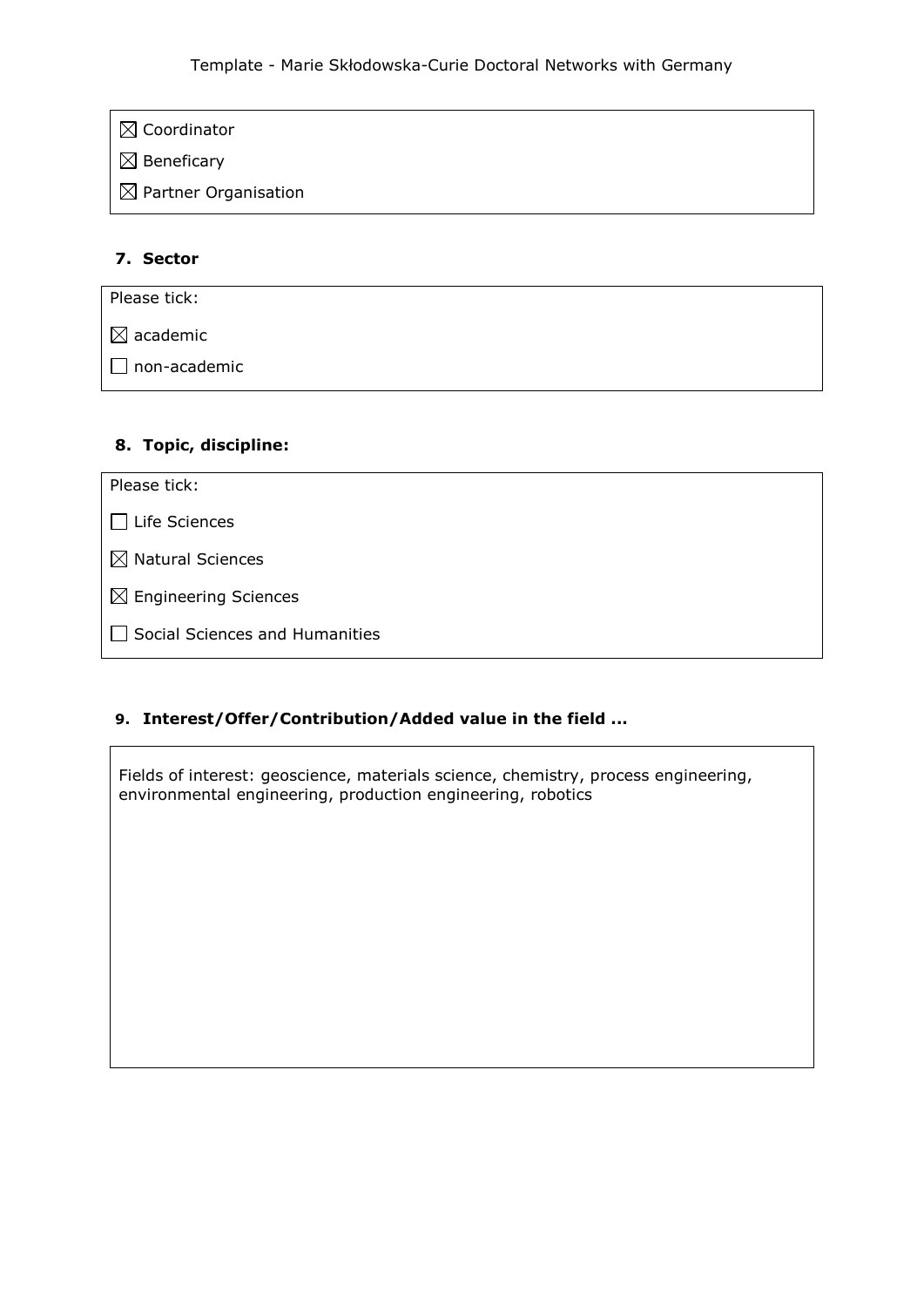☒ Coordinator

☒ Beneficary

☒ Partner Organisation

**7. Sector**

Please tick:

☒ academic

☐ non-academic

**8. Topic, discipline:**

Please tick:

☐ Life Sciences

☒ Natural Sciences

☒ Engineering Sciences

☐ Social Sciences and Humanities

**9. Interest/Offer/Contribution/Added value in the field ...**

Fields of interest: geoscience, materials science, chemistry, process engineering, environmental engineering, production engineering, robotics